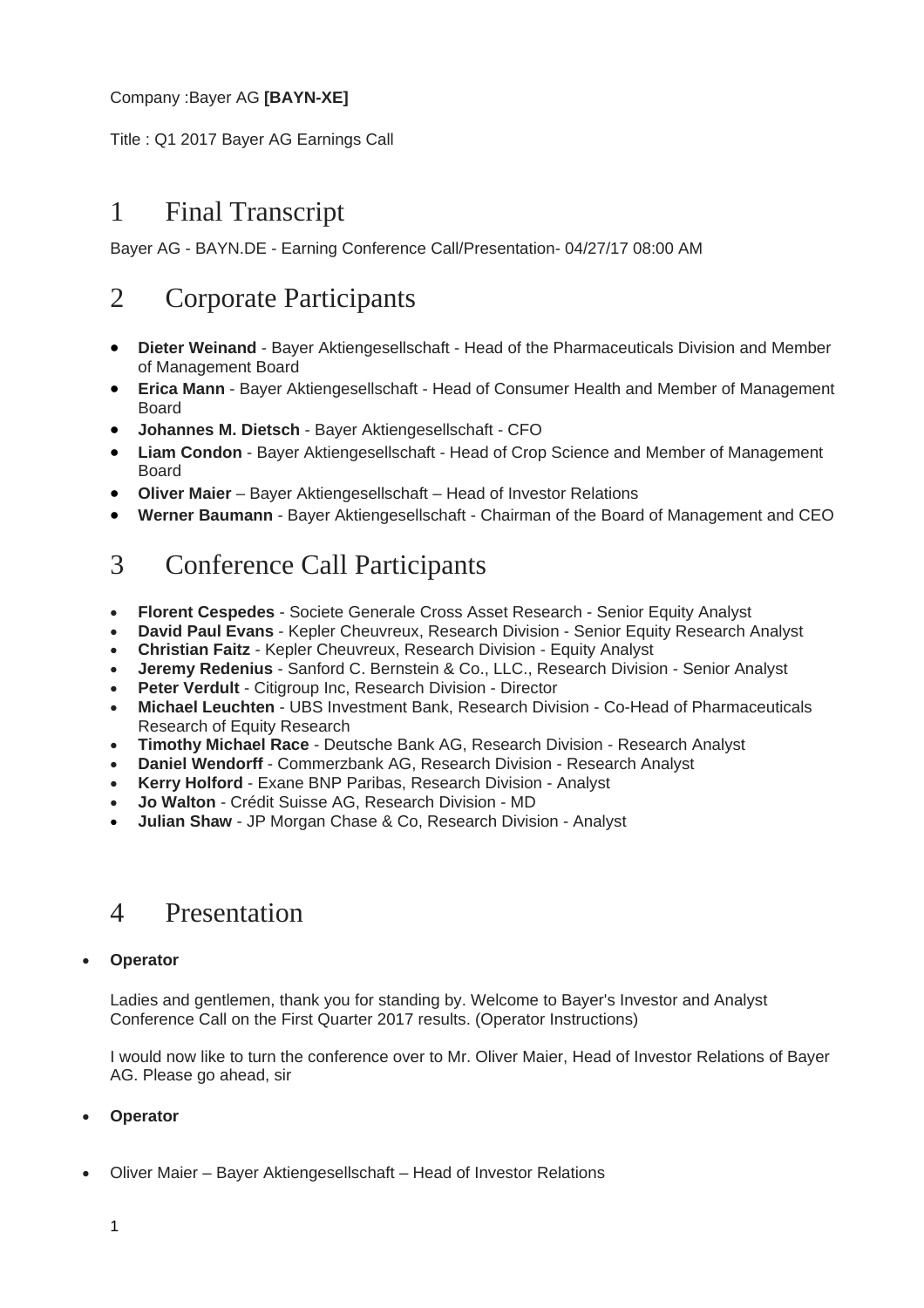Company :Bayer AG **[BAYN-XE]**

Title : Q1 2017 Bayer AG Earnings Call

# 1 Final Transcript

Bayer AG - BAYN.DE - Earning Conference Call/Presentation- 04/27/17 08:00 AM

# 2 Corporate Participants

- **Dieter Weinand** - Bayer Aktiengesellschaft - Head of the Pharmaceuticals Division and Member of Management Board
- **Erica Mann** - Bayer Aktiengesellschaft - Head of Consumer Health and Member of Management Board
- **Johannes M. Dietsch** - Bayer Aktiengesellschaft - CFO
- **Liam Condon** - Bayer Aktiengesellschaft - Head of Crop Science and Member of Management Board
- **Oliver Maier** – Bayer Aktiengesellschaft – Head of Investor Relations
- **Werner Baumann** - Bayer Aktiengesellschaft - Chairman of the Board of Management and CEO

# 3 Conference Call Participants

- **Florent Cespedes** - Societe Generale Cross Asset Research - Senior Equity Analyst
- **David Paul Evans** - Kepler Cheuvreux, Research Division - Senior Equity Research Analyst
- **Christian Faitz** - Kepler Cheuvreux, Research Division - Equity Analyst
- **Jeremy Redenius** - Sanford C. Bernstein & Co., LLC., Research Division - Senior Analyst
- **Peter Verdult** - Citigroup Inc, Research Division - Director
- **Michael Leuchten** - UBS Investment Bank, Research Division - Co-Head of Pharmaceuticals Research of Equity Research
- **Timothy Michael Race** - Deutsche Bank AG, Research Division - Research Analyst
- **Daniel Wendorff** - Commerzbank AG, Research Division - Research Analyst
- **Kerry Holford** - Exane BNP Paribas, Research Division - Analyst
- **Jo Walton** - Crédit Suisse AG, Research Division - MD
- **Julian Shaw** - JP Morgan Chase & Co, Research Division - Analyst

# 4 Presentation

- **Operator**

  Ladies and gentlemen, thank you for standing by. Welcome to Bayer's Investor and Analyst Conference Call on the First Quarter 2017 results. (Operator Instructions)

  I would now like to turn the conference over to Mr. Oliver Maier, Head of Investor Relations of Bayer AG. Please go ahead, sir

- **Operator**

- Oliver Maier – Bayer Aktiengesellschaft – Head of Investor Relations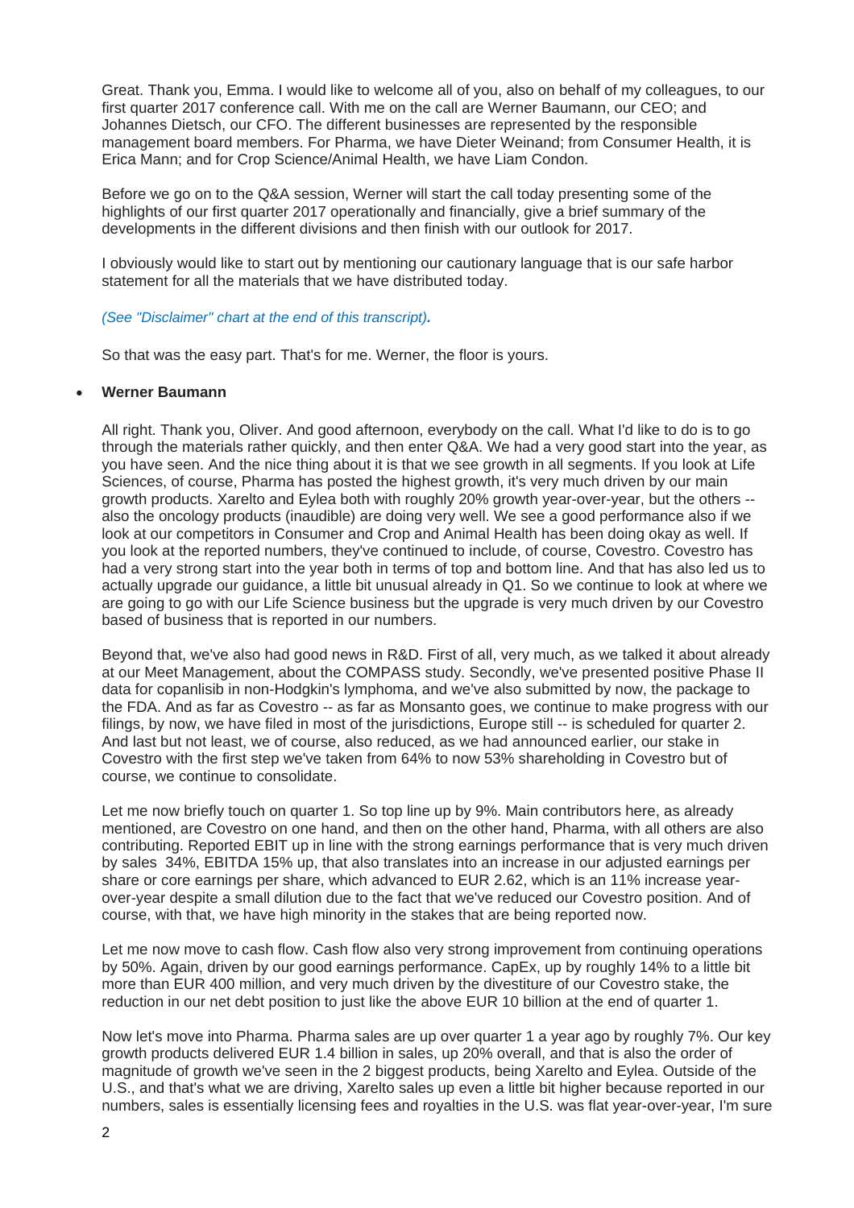Great. Thank you, Emma. I would like to welcome all of you, also on behalf of my colleagues, to our first quarter 2017 conference call. With me on the call are Werner Baumann, our CEO; and Johannes Dietsch, our CFO. The different businesses are represented by the responsible management board members. For Pharma, we have Dieter Weinand; from Consumer Health, it is Erica Mann; and for Crop Science/Animal Health, we have Liam Condon.

Before we go on to the Q&A session, Werner will start the call today presenting some of the highlights of our first quarter 2017 operationally and financially, give a brief summary of the developments in the different divisions and then finish with our outlook for 2017.

I obviously would like to start out by mentioning our cautionary language that is our safe harbor statement for all the materials that we have distributed today.

*(See "Disclaimer" chart at the end of this transcript).*

So that was the easy part. That's for me. Werner, the floor is yours.

- **Werner Baumann**

All right. Thank you, Oliver. And good afternoon, everybody on the call. What I'd like to do is to go through the materials rather quickly, and then enter Q&A. We had a very good start into the year, as you have seen. And the nice thing about it is that we see growth in all segments. If you look at Life Sciences, of course, Pharma has posted the highest growth, it's very much driven by our main growth products. Xarelto and Eylea both with roughly 20% growth year-over-year, but the others -- also the oncology products (inaudible) are doing very well. We see a good performance also if we look at our competitors in Consumer and Crop and Animal Health has been doing okay as well. If you look at the reported numbers, they've continued to include, of course, Covestro. Covestro has had a very strong start into the year both in terms of top and bottom line. And that has also led us to actually upgrade our guidance, a little bit unusual already in Q1. So we continue to look at where we are going to go with our Life Science business but the upgrade is very much driven by our Covestro based of business that is reported in our numbers.

Beyond that, we've also had good news in R&D. First of all, very much, as we talked it about already at our Meet Management, about the COMPASS study. Secondly, we've presented positive Phase II data for copanlisib in non-Hodgkin's lymphoma, and we've also submitted by now, the package to the FDA. And as far as Covestro -- as far as Monsanto goes, we continue to make progress with our filings, by now, we have filed in most of the jurisdictions, Europe still -- is scheduled for quarter 2. And last but not least, we of course, also reduced, as we had announced earlier, our stake in Covestro with the first step we've taken from 64% to now 53% shareholding in Covestro but of course, we continue to consolidate.

Let me now briefly touch on quarter 1. So top line up by 9%. Main contributors here, as already mentioned, are Covestro on one hand, and then on the other hand, Pharma, with all others are also contributing. Reported EBIT up in line with the strong earnings performance that is very much driven by sales 34%, EBITDA 15% up, that also translates into an increase in our adjusted earnings per share or core earnings per share, which advanced to EUR 2.62, which is an 11% increase year-over-year despite a small dilution due to the fact that we've reduced our Covestro position. And of course, with that, we have high minority in the stakes that are being reported now.

Let me now move to cash flow. Cash flow also very strong improvement from continuing operations by 50%. Again, driven by our good earnings performance. CapEx, up by roughly 14% to a little bit more than EUR 400 million, and very much driven by the divestiture of our Covestro stake, the reduction in our net debt position to just like the above EUR 10 billion at the end of quarter 1.

Now let's move into Pharma. Pharma sales are up over quarter 1 a year ago by roughly 7%. Our key growth products delivered EUR 1.4 billion in sales, up 20% overall, and that is also the order of magnitude of growth we've seen in the 2 biggest products, being Xarelto and Eylea. Outside of the U.S., and that's what we are driving, Xarelto sales up even a little bit higher because reported in our numbers, sales is essentially licensing fees and royalties in the U.S. was flat year-over-year, I'm sure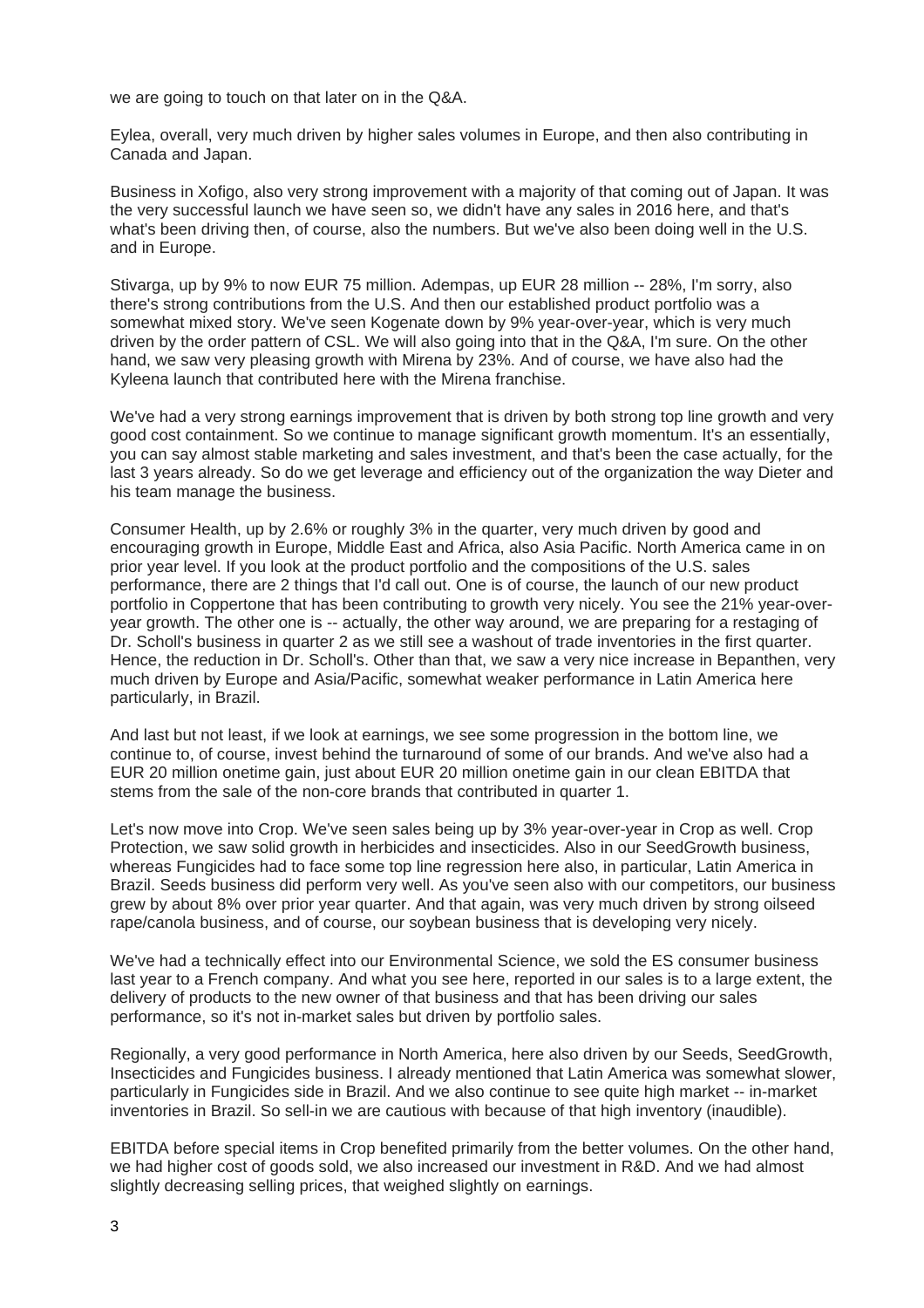we are going to touch on that later on in the Q&A.

Eylea, overall, very much driven by higher sales volumes in Europe, and then also contributing in Canada and Japan.

Business in Xofigo, also very strong improvement with a majority of that coming out of Japan. It was the very successful launch we have seen so, we didn't have any sales in 2016 here, and that's what's been driving then, of course, also the numbers. But we've also been doing well in the U.S. and in Europe.

Stivarga, up by 9% to now EUR 75 million. Adempas, up EUR 28 million -- 28%, I'm sorry, also there's strong contributions from the U.S. And then our established product portfolio was a somewhat mixed story. We've seen Kogenate down by 9% year-over-year, which is very much driven by the order pattern of CSL. We will also going into that in the Q&A, I'm sure. On the other hand, we saw very pleasing growth with Mirena by 23%. And of course, we have also had the Kyleena launch that contributed here with the Mirena franchise.

We've had a very strong earnings improvement that is driven by both strong top line growth and very good cost containment. So we continue to manage significant growth momentum. It's an essentially, you can say almost stable marketing and sales investment, and that's been the case actually, for the last 3 years already. So do we get leverage and efficiency out of the organization the way Dieter and his team manage the business.

Consumer Health, up by 2.6% or roughly 3% in the quarter, very much driven by good and encouraging growth in Europe, Middle East and Africa, also Asia Pacific. North America came in on prior year level. If you look at the product portfolio and the compositions of the U.S. sales performance, there are 2 things that I'd call out. One is of course, the launch of our new product portfolio in Coppertone that has been contributing to growth very nicely. You see the 21% year-over-year growth. The other one is -- actually, the other way around, we are preparing for a restaging of Dr. Scholl's business in quarter 2 as we still see a washout of trade inventories in the first quarter. Hence, the reduction in Dr. Scholl's. Other than that, we saw a very nice increase in Bepanthen, very much driven by Europe and Asia/Pacific, somewhat weaker performance in Latin America here particularly, in Brazil.

And last but not least, if we look at earnings, we see some progression in the bottom line, we continue to, of course, invest behind the turnaround of some of our brands. And we've also had a EUR 20 million onetime gain, just about EUR 20 million onetime gain in our clean EBITDA that stems from the sale of the non-core brands that contributed in quarter 1.

Let's now move into Crop. We've seen sales being up by 3% year-over-year in Crop as well. Crop Protection, we saw solid growth in herbicides and insecticides. Also in our SeedGrowth business, whereas Fungicides had to face some top line regression here also, in particular, Latin America in Brazil. Seeds business did perform very well. As you've seen also with our competitors, our business grew by about 8% over prior year quarter. And that again, was very much driven by strong oilseed rape/canola business, and of course, our soybean business that is developing very nicely.

We've had a technically effect into our Environmental Science, we sold the ES consumer business last year to a French company. And what you see here, reported in our sales is to a large extent, the delivery of products to the new owner of that business and that has been driving our sales performance, so it's not in-market sales but driven by portfolio sales.

Regionally, a very good performance in North America, here also driven by our Seeds, SeedGrowth, Insecticides and Fungicides business. I already mentioned that Latin America was somewhat slower, particularly in Fungicides side in Brazil. And we also continue to see quite high market -- in-market inventories in Brazil. So sell-in we are cautious with because of that high inventory (inaudible).

EBITDA before special items in Crop benefited primarily from the better volumes. On the other hand, we had higher cost of goods sold, we also increased our investment in R&D. And we had almost slightly decreasing selling prices, that weighed slightly on earnings.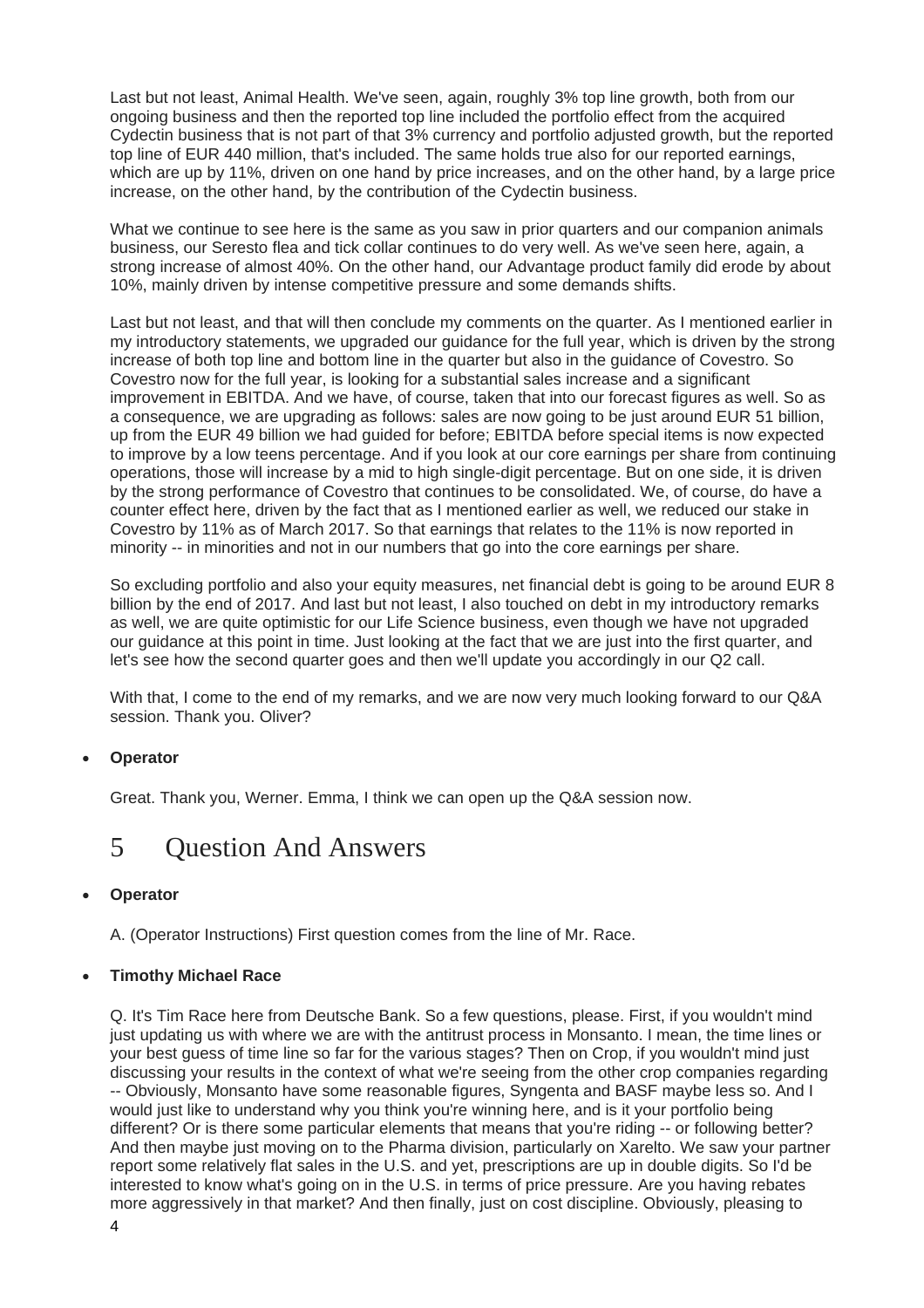Last but not least, Animal Health. We've seen, again, roughly 3% top line growth, both from our ongoing business and then the reported top line included the portfolio effect from the acquired Cydectin business that is not part of that 3% currency and portfolio adjusted growth, but the reported top line of EUR 440 million, that's included. The same holds true also for our reported earnings, which are up by 11%, driven on one hand by price increases, and on the other hand, by a large price increase, on the other hand, by the contribution of the Cydectin business.

What we continue to see here is the same as you saw in prior quarters and our companion animals business, our Seresto flea and tick collar continues to do very well. As we've seen here, again, a strong increase of almost 40%. On the other hand, our Advantage product family did erode by about 10%, mainly driven by intense competitive pressure and some demands shifts.

Last but not least, and that will then conclude my comments on the quarter. As I mentioned earlier in my introductory statements, we upgraded our guidance for the full year, which is driven by the strong increase of both top line and bottom line in the quarter but also in the guidance of Covestro. So Covestro now for the full year, is looking for a substantial sales increase and a significant improvement in EBITDA. And we have, of course, taken that into our forecast figures as well. So as a consequence, we are upgrading as follows: sales are now going to be just around EUR 51 billion, up from the EUR 49 billion we had guided for before; EBITDA before special items is now expected to improve by a low teens percentage. And if you look at our core earnings per share from continuing operations, those will increase by a mid to high single-digit percentage. But on one side, it is driven by the strong performance of Covestro that continues to be consolidated. We, of course, do have a counter effect here, driven by the fact that as I mentioned earlier as well, we reduced our stake in Covestro by 11% as of March 2017. So that earnings that relates to the 11% is now reported in minority -- in minorities and not in our numbers that go into the core earnings per share.

So excluding portfolio and also your equity measures, net financial debt is going to be around EUR 8 billion by the end of 2017. And last but not least, I also touched on debt in my introductory remarks as well, we are quite optimistic for our Life Science business, even though we have not upgraded our guidance at this point in time. Just looking at the fact that we are just into the first quarter, and let's see how the second quarter goes and then we'll update you accordingly in our Q2 call.

With that, I come to the end of my remarks, and we are now very much looking forward to our Q&A session. Thank you. Oliver?

- **Operator**

  Great. Thank you, Werner. Emma, I think we can open up the Q&A session now.

# 5 Question And Answers

- **Operator**

  A. (Operator Instructions) First question comes from the line of Mr. Race.

- **Timothy Michael Race**

  Q. It's Tim Race here from Deutsche Bank. So a few questions, please. First, if you wouldn't mind just updating us with where we are with the antitrust process in Monsanto. I mean, the time lines or your best guess of time line so far for the various stages? Then on Crop, if you wouldn't mind just discussing your results in the context of what we're seeing from the other crop companies regarding -- Obviously, Monsanto have some reasonable figures, Syngenta and BASF maybe less so. And I would just like to understand why you think you're winning here, and is it your portfolio being different? Or is there some particular elements that means that you're riding -- or following better? And then maybe just moving on to the Pharma division, particularly on Xarelto. We saw your partner report some relatively flat sales in the U.S. and yet, prescriptions are up in double digits. So I'd be interested to know what's going on in the U.S. in terms of price pressure. Are you having rebates more aggressively in that market? And then finally, just on cost discipline. Obviously, pleasing to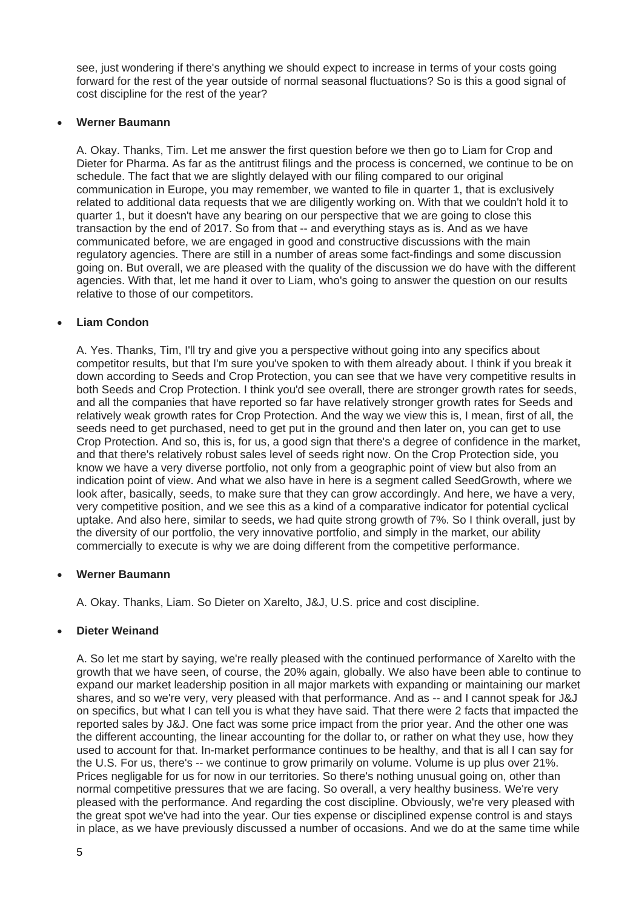see, just wondering if there's anything we should expect to increase in terms of your costs going forward for the rest of the year outside of normal seasonal fluctuations? So is this a good signal of cost discipline for the rest of the year?

- **Werner Baumann**

A. Okay. Thanks, Tim. Let me answer the first question before we then go to Liam for Crop and Dieter for Pharma. As far as the antitrust filings and the process is concerned, we continue to be on schedule. The fact that we are slightly delayed with our filing compared to our original communication in Europe, you may remember, we wanted to file in quarter 1, that is exclusively related to additional data requests that we are diligently working on. With that we couldn't hold it to quarter 1, but it doesn't have any bearing on our perspective that we are going to close this transaction by the end of 2017. So from that -- and everything stays as is. And as we have communicated before, we are engaged in good and constructive discussions with the main regulatory agencies. There are still in a number of areas some fact-findings and some discussion going on. But overall, we are pleased with the quality of the discussion we do have with the different agencies. With that, let me hand it over to Liam, who's going to answer the question on our results relative to those of our competitors.

- **Liam Condon**

A. Yes. Thanks, Tim, I'll try and give you a perspective without going into any specifics about competitor results, but that I'm sure you've spoken to with them already about. I think if you break it down according to Seeds and Crop Protection, you can see that we have very competitive results in both Seeds and Crop Protection. I think you'd see overall, there are stronger growth rates for seeds, and all the companies that have reported so far have relatively stronger growth rates for Seeds and relatively weak growth rates for Crop Protection. And the way we view this is, I mean, first of all, the seeds need to get purchased, need to get put in the ground and then later on, you can get to use Crop Protection. And so, this is, for us, a good sign that there's a degree of confidence in the market, and that there's relatively robust sales level of seeds right now. On the Crop Protection side, you know we have a very diverse portfolio, not only from a geographic point of view but also from an indication point of view. And what we also have in here is a segment called SeedGrowth, where we look after, basically, seeds, to make sure that they can grow accordingly. And here, we have a very, very competitive position, and we see this as a kind of a comparative indicator for potential cyclical uptake. And also here, similar to seeds, we had quite strong growth of 7%. So I think overall, just by the diversity of our portfolio, the very innovative portfolio, and simply in the market, our ability commercially to execute is why we are doing different from the competitive performance.

- **Werner Baumann**

A. Okay. Thanks, Liam. So Dieter on Xarelto, J&J, U.S. price and cost discipline.

- **Dieter Weinand**

A. So let me start by saying, we're really pleased with the continued performance of Xarelto with the growth that we have seen, of course, the 20% again, globally. We also have been able to continue to expand our market leadership position in all major markets with expanding or maintaining our market shares, and so we're very, very pleased with that performance. And as -- and I cannot speak for J&J on specifics, but what I can tell you is what they have said. That there were 2 facts that impacted the reported sales by J&J. One fact was some price impact from the prior year. And the other one was the different accounting, the linear accounting for the dollar to, or rather on what they use, how they used to account for that. In-market performance continues to be healthy, and that is all I can say for the U.S. For us, there's -- we continue to grow primarily on volume. Volume is up plus over 21%. Prices negligable for us for now in our territories. So there's nothing unusual going on, other than normal competitive pressures that we are facing. So overall, a very healthy business. We're very pleased with the performance. And regarding the cost discipline. Obviously, we're very pleased with the great spot we've had into the year. Our ties expense or disciplined expense control is and stays in place, as we have previously discussed a number of occasions. And we do at the same time while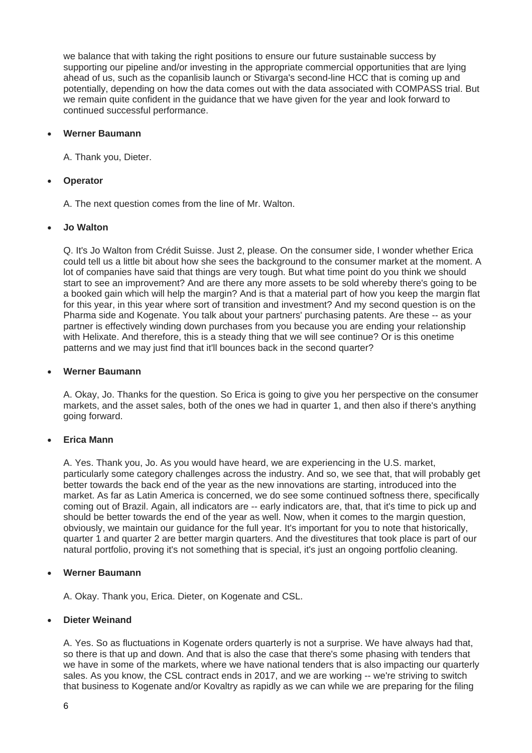we balance that with taking the right positions to ensure our future sustainable success by supporting our pipeline and/or investing in the appropriate commercial opportunities that are lying ahead of us, such as the copanlisib launch or Stivarga's second-line HCC that is coming up and potentially, depending on how the data comes out with the data associated with COMPASS trial. But we remain quite confident in the guidance that we have given for the year and look forward to continued successful performance.

- **Werner Baumann**

  A. Thank you, Dieter.

- **Operator**

  A. The next question comes from the line of Mr. Walton.

- **Jo Walton**

  Q. It's Jo Walton from Crédit Suisse. Just 2, please. On the consumer side, I wonder whether Erica could tell us a little bit about how she sees the background to the consumer market at the moment. A lot of companies have said that things are very tough. But what time point do you think we should start to see an improvement? And are there any more assets to be sold whereby there's going to be a booked gain which will help the margin? And is that a material part of how you keep the margin flat for this year, in this year where sort of transition and investment? And my second question is on the Pharma side and Kogenate. You talk about your partners' purchasing patents. Are these -- as your partner is effectively winding down purchases from you because you are ending your relationship with Helixate. And therefore, this is a steady thing that we will see continue? Or is this onetime patterns and we may just find that it'll bounces back in the second quarter?

- **Werner Baumann**

  A. Okay, Jo. Thanks for the question. So Erica is going to give you her perspective on the consumer markets, and the asset sales, both of the ones we had in quarter 1, and then also if there's anything going forward.

- **Erica Mann**

  A. Yes. Thank you, Jo. As you would have heard, we are experiencing in the U.S. market, particularly some category challenges across the industry. And so, we see that, that will probably get better towards the back end of the year as the new innovations are starting, introduced into the market. As far as Latin America is concerned, we do see some continued softness there, specifically coming out of Brazil. Again, all indicators are -- early indicators are, that, that it's time to pick up and should be better towards the end of the year as well. Now, when it comes to the margin question, obviously, we maintain our guidance for the full year. It's important for you to note that historically, quarter 1 and quarter 2 are better margin quarters. And the divestitures that took place is part of our natural portfolio, proving it's not something that is special, it's just an ongoing portfolio cleaning.

- **Werner Baumann**

  A. Okay. Thank you, Erica. Dieter, on Kogenate and CSL.

- **Dieter Weinand**

  A. Yes. So as fluctuations in Kogenate orders quarterly is not a surprise. We have always had that, so there is that up and down. And that is also the case that there's some phasing with tenders that we have in some of the markets, where we have national tenders that is also impacting our quarterly sales. As you know, the CSL contract ends in 2017, and we are working -- we're striving to switch that business to Kogenate and/or Kovaltry as rapidly as we can while we are preparing for the filing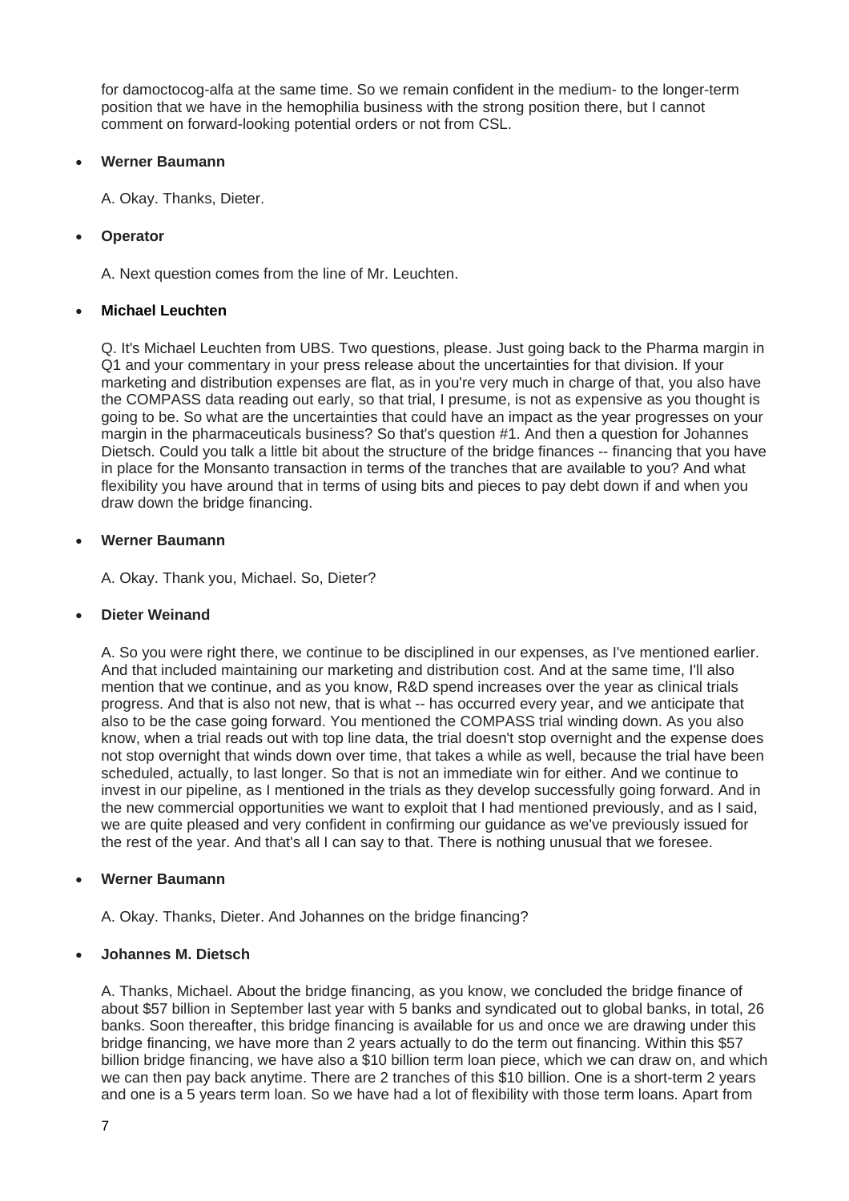for damoctocog-alfa at the same time. So we remain confident in the medium- to the longer-term position that we have in the hemophilia business with the strong position there, but I cannot comment on forward-looking potential orders or not from CSL.

- **Werner Baumann**

  A. Okay. Thanks, Dieter.

- **Operator**

  A. Next question comes from the line of Mr. Leuchten.

- **Michael Leuchten**

  Q. It's Michael Leuchten from UBS. Two questions, please. Just going back to the Pharma margin in Q1 and your commentary in your press release about the uncertainties for that division. If your marketing and distribution expenses are flat, as in you're very much in charge of that, you also have the COMPASS data reading out early, so that trial, I presume, is not as expensive as you thought is going to be. So what are the uncertainties that could have an impact as the year progresses on your margin in the pharmaceuticals business? So that's question #1. And then a question for Johannes Dietsch. Could you talk a little bit about the structure of the bridge finances -- financing that you have in place for the Monsanto transaction in terms of the tranches that are available to you? And what flexibility you have around that in terms of using bits and pieces to pay debt down if and when you draw down the bridge financing.

- **Werner Baumann**

  A. Okay. Thank you, Michael. So, Dieter?

- **Dieter Weinand**

  A. So you were right there, we continue to be disciplined in our expenses, as I've mentioned earlier. And that included maintaining our marketing and distribution cost. And at the same time, I'll also mention that we continue, and as you know, R&D spend increases over the year as clinical trials progress. And that is also not new, that is what -- has occurred every year, and we anticipate that also to be the case going forward. You mentioned the COMPASS trial winding down. As you also know, when a trial reads out with top line data, the trial doesn't stop overnight and the expense does not stop overnight that winds down over time, that takes a while as well, because the trial have been scheduled, actually, to last longer. So that is not an immediate win for either. And we continue to invest in our pipeline, as I mentioned in the trials as they develop successfully going forward. And in the new commercial opportunities we want to exploit that I had mentioned previously, and as I said, we are quite pleased and very confident in confirming our guidance as we've previously issued for the rest of the year. And that's all I can say to that. There is nothing unusual that we foresee.

- **Werner Baumann**

  A. Okay. Thanks, Dieter. And Johannes on the bridge financing?

- **Johannes M. Dietsch**

  A. Thanks, Michael. About the bridge financing, as you know, we concluded the bridge finance of about $57 billion in September last year with 5 banks and syndicated out to global banks, in total, 26 banks. Soon thereafter, this bridge financing is available for us and once we are drawing under this bridge financing, we have more than 2 years actually to do the term out financing. Within this $57 billion bridge financing, we have also a $10 billion term loan piece, which we can draw on, and which we can then pay back anytime. There are 2 tranches of this $10 billion. One is a short-term 2 years and one is a 5 years term loan. So we have had a lot of flexibility with those term loans. Apart from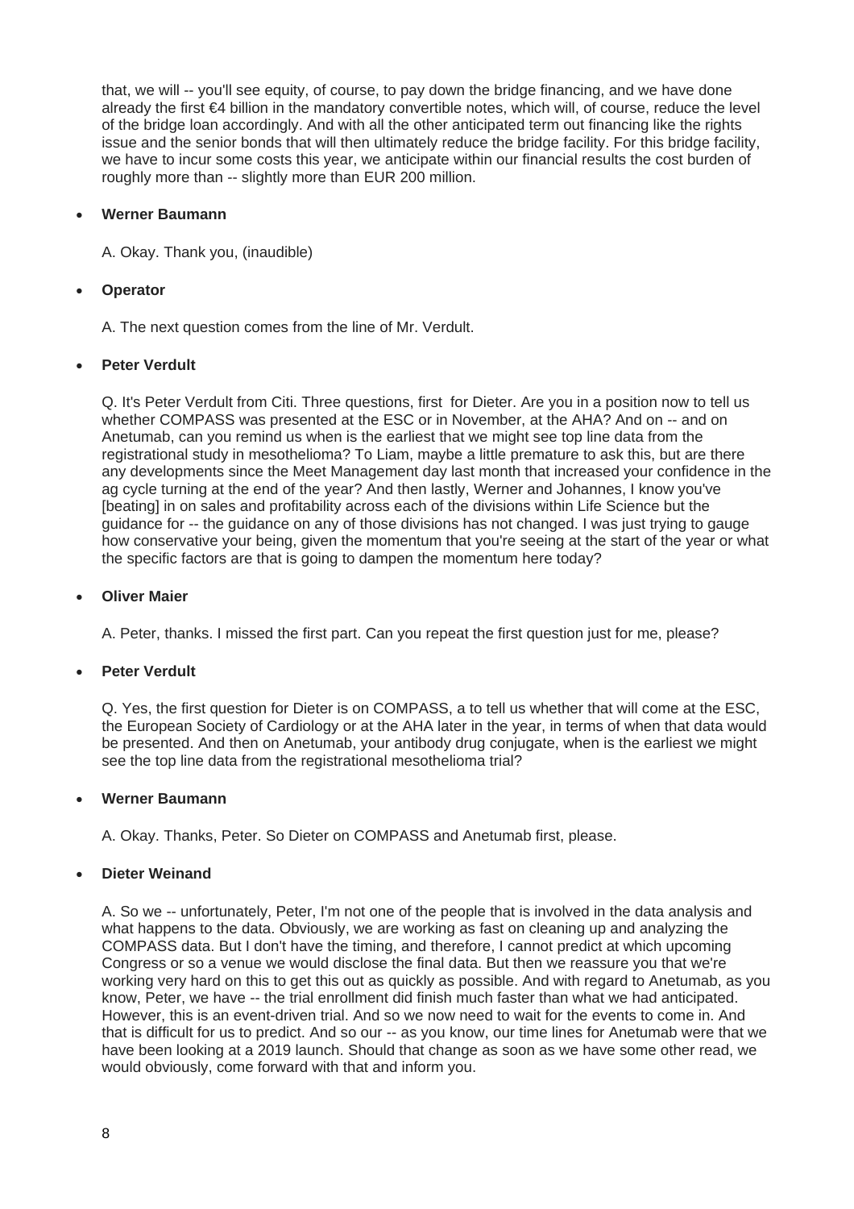that, we will -- you'll see equity, of course, to pay down the bridge financing, and we have done already the first €4 billion in the mandatory convertible notes, which will, of course, reduce the level of the bridge loan accordingly. And with all the other anticipated term out financing like the rights issue and the senior bonds that will then ultimately reduce the bridge facility. For this bridge facility, we have to incur some costs this year, we anticipate within our financial results the cost burden of roughly more than -- slightly more than EUR 200 million.

- **Werner Baumann**

  A. Okay. Thank you, (inaudible)

- **Operator**

  A. The next question comes from the line of Mr. Verdult.

- **Peter Verdult**

  Q. It's Peter Verdult from Citi. Three questions, first for Dieter. Are you in a position now to tell us whether COMPASS was presented at the ESC or in November, at the AHA? And on -- and on Anetumab, can you remind us when is the earliest that we might see top line data from the registrational study in mesothelioma? To Liam, maybe a little premature to ask this, but are there any developments since the Meet Management day last month that increased your confidence in the ag cycle turning at the end of the year? And then lastly, Werner and Johannes, I know you've [beating] in on sales and profitability across each of the divisions within Life Science but the guidance for -- the guidance on any of those divisions has not changed. I was just trying to gauge how conservative your being, given the momentum that you're seeing at the start of the year or what the specific factors are that is going to dampen the momentum here today?

- **Oliver Maier**

  A. Peter, thanks. I missed the first part. Can you repeat the first question just for me, please?

- **Peter Verdult**

  Q. Yes, the first question for Dieter is on COMPASS, a to tell us whether that will come at the ESC, the European Society of Cardiology or at the AHA later in the year, in terms of when that data would be presented. And then on Anetumab, your antibody drug conjugate, when is the earliest we might see the top line data from the registrational mesothelioma trial?

- **Werner Baumann**

  A. Okay. Thanks, Peter. So Dieter on COMPASS and Anetumab first, please.

- **Dieter Weinand**

  A. So we -- unfortunately, Peter, I'm not one of the people that is involved in the data analysis and what happens to the data. Obviously, we are working as fast on cleaning up and analyzing the COMPASS data. But I don't have the timing, and therefore, I cannot predict at which upcoming Congress or so a venue we would disclose the final data. But then we reassure you that we're working very hard on this to get this out as quickly as possible. And with regard to Anetumab, as you know, Peter, we have -- the trial enrollment did finish much faster than what we had anticipated. However, this is an event-driven trial. And so we now need to wait for the events to come in. And that is difficult for us to predict. And so our -- as you know, our time lines for Anetumab were that we have been looking at a 2019 launch. Should that change as soon as we have some other read, we would obviously, come forward with that and inform you.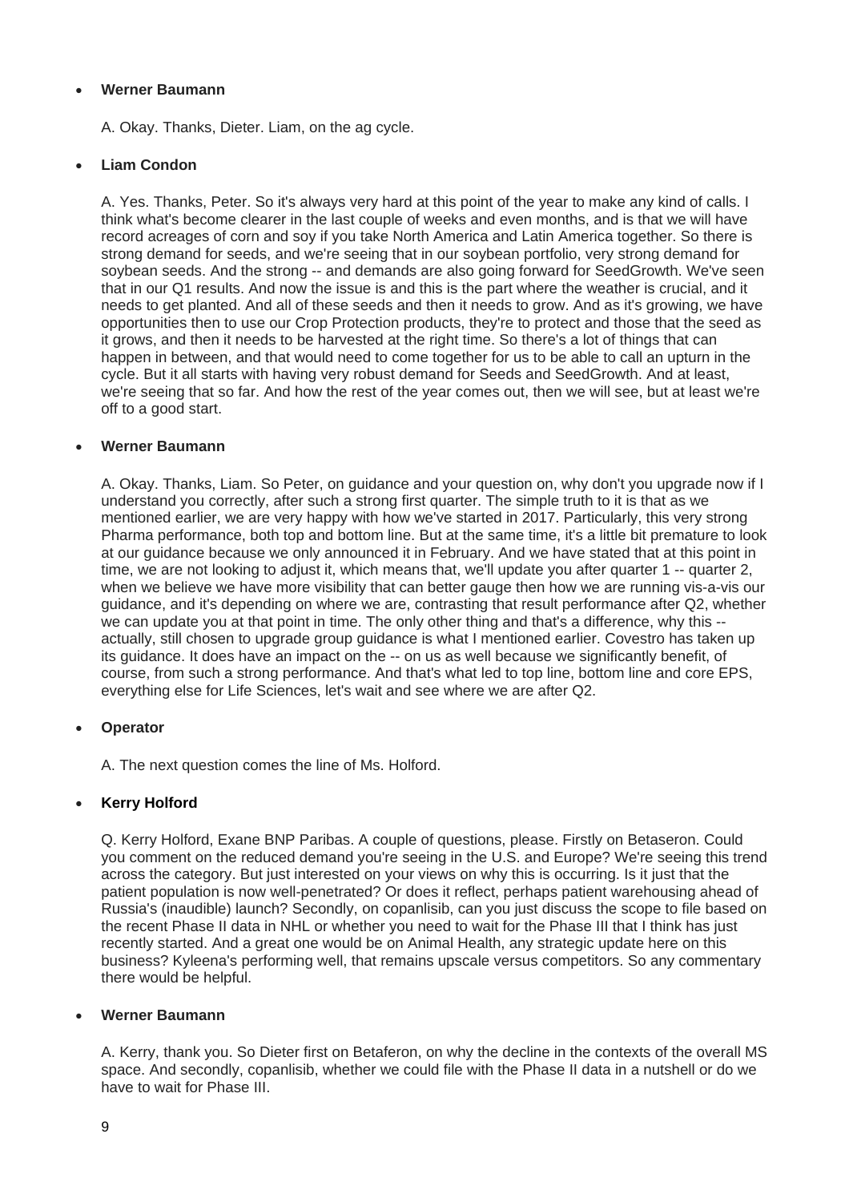- **Werner Baumann**

  A. Okay. Thanks, Dieter. Liam, on the ag cycle.

- **Liam Condon**

  A. Yes. Thanks, Peter. So it's always very hard at this point of the year to make any kind of calls. I think what's become clearer in the last couple of weeks and even months, and is that we will have record acreages of corn and soy if you take North America and Latin America together. So there is strong demand for seeds, and we're seeing that in our soybean portfolio, very strong demand for soybean seeds. And the strong -- and demands are also going forward for SeedGrowth. We've seen that in our Q1 results. And now the issue is and this is the part where the weather is crucial, and it needs to get planted. And all of these seeds and then it needs to grow. And as it's growing, we have opportunities then to use our Crop Protection products, they're to protect and those that the seed as it grows, and then it needs to be harvested at the right time. So there's a lot of things that can happen in between, and that would need to come together for us to be able to call an upturn in the cycle. But it all starts with having very robust demand for Seeds and SeedGrowth. And at least, we're seeing that so far. And how the rest of the year comes out, then we will see, but at least we're off to a good start.

- **Werner Baumann**

  A. Okay. Thanks, Liam. So Peter, on guidance and your question on, why don't you upgrade now if I understand you correctly, after such a strong first quarter. The simple truth to it is that as we mentioned earlier, we are very happy with how we've started in 2017. Particularly, this very strong Pharma performance, both top and bottom line. But at the same time, it's a little bit premature to look at our guidance because we only announced it in February. And we have stated that at this point in time, we are not looking to adjust it, which means that, we'll update you after quarter 1 -- quarter 2, when we believe we have more visibility that can better gauge then how we are running vis-a-vis our guidance, and it's depending on where we are, contrasting that result performance after Q2, whether we can update you at that point in time. The only other thing and that's a difference, why this -- actually, still chosen to upgrade group guidance is what I mentioned earlier. Covestro has taken up its guidance. It does have an impact on the -- on us as well because we significantly benefit, of course, from such a strong performance. And that's what led to top line, bottom line and core EPS, everything else for Life Sciences, let's wait and see where we are after Q2.

- **Operator**

  A. The next question comes the line of Ms. Holford.

- **Kerry Holford**

  Q. Kerry Holford, Exane BNP Paribas. A couple of questions, please. Firstly on Betaseron. Could you comment on the reduced demand you're seeing in the U.S. and Europe? We're seeing this trend across the category. But just interested on your views on why this is occurring. Is it just that the patient population is now well-penetrated? Or does it reflect, perhaps patient warehousing ahead of Russia's (inaudible) launch? Secondly, on copanlisib, can you just discuss the scope to file based on the recent Phase II data in NHL or whether you need to wait for the Phase III that I think has just recently started. And a great one would be on Animal Health, any strategic update here on this business? Kyleena's performing well, that remains upscale versus competitors. So any commentary there would be helpful.

- **Werner Baumann**

  A. Kerry, thank you. So Dieter first on Betaferon, on why the decline in the contexts of the overall MS space. And secondly, copanlisib, whether we could file with the Phase II data in a nutshell or do we have to wait for Phase III.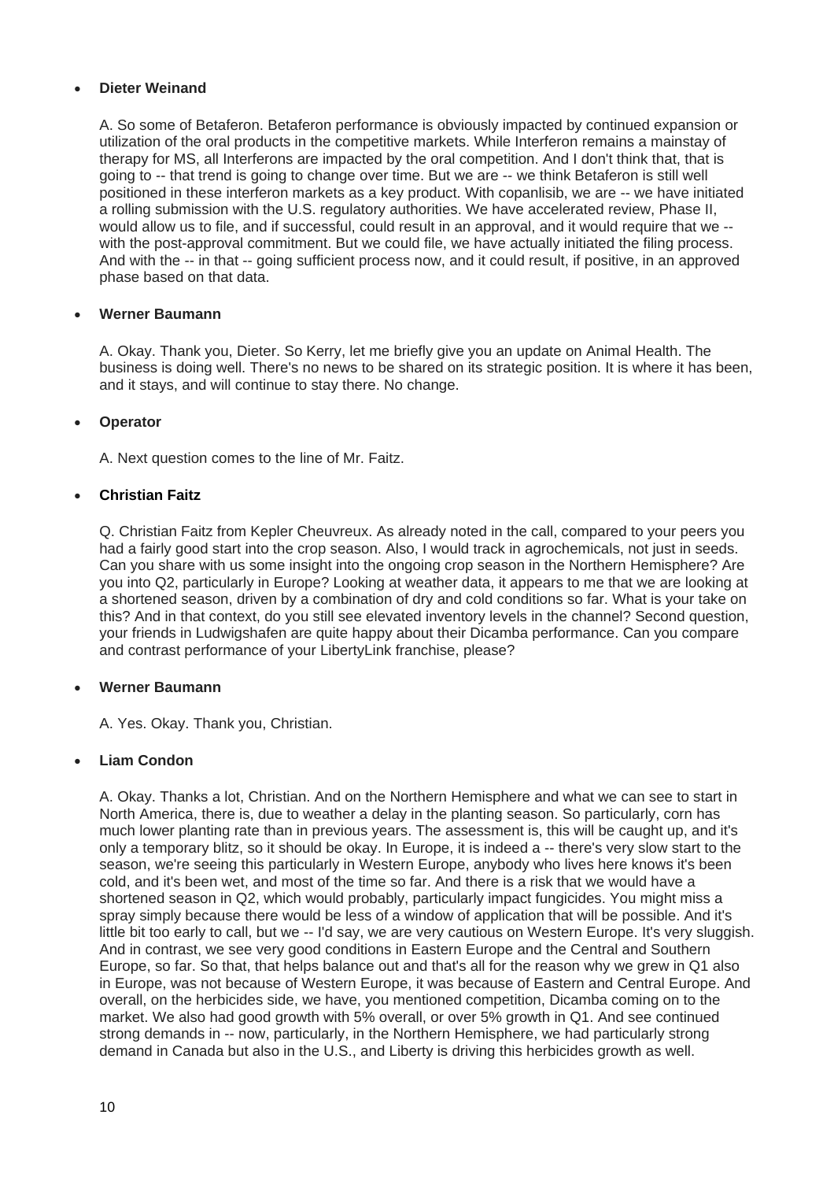- **Dieter Weinand**

  A. So some of Betaferon. Betaferon performance is obviously impacted by continued expansion or utilization of the oral products in the competitive markets. While Interferon remains a mainstay of therapy for MS, all Interferons are impacted by the oral competition. And I don't think that, that is going to -- that trend is going to change over time. But we are -- we think Betaferon is still well positioned in these interferon markets as a key product. With copanlisib, we are -- we have initiated a rolling submission with the U.S. regulatory authorities. We have accelerated review, Phase II, would allow us to file, and if successful, could result in an approval, and it would require that we -- with the post-approval commitment. But we could file, we have actually initiated the filing process. And with the -- in that -- going sufficient process now, and it could result, if positive, in an approved phase based on that data.

- **Werner Baumann**

  A. Okay. Thank you, Dieter. So Kerry, let me briefly give you an update on Animal Health. The business is doing well. There's no news to be shared on its strategic position. It is where it has been, and it stays, and will continue to stay there. No change.

- **Operator**

  A. Next question comes to the line of Mr. Faitz.

- **Christian Faitz**

  Q. Christian Faitz from Kepler Cheuvreux. As already noted in the call, compared to your peers you had a fairly good start into the crop season. Also, I would track in agrochemicals, not just in seeds. Can you share with us some insight into the ongoing crop season in the Northern Hemisphere? Are you into Q2, particularly in Europe? Looking at weather data, it appears to me that we are looking at a shortened season, driven by a combination of dry and cold conditions so far. What is your take on this? And in that context, do you still see elevated inventory levels in the channel? Second question, your friends in Ludwigshafen are quite happy about their Dicamba performance. Can you compare and contrast performance of your LibertyLink franchise, please?

- **Werner Baumann**

  A. Yes. Okay. Thank you, Christian.

- **Liam Condon**

  A. Okay. Thanks a lot, Christian. And on the Northern Hemisphere and what we can see to start in North America, there is, due to weather a delay in the planting season. So particularly, corn has much lower planting rate than in previous years. The assessment is, this will be caught up, and it's only a temporary blitz, so it should be okay. In Europe, it is indeed a -- there's very slow start to the season, we're seeing this particularly in Western Europe, anybody who lives here knows it's been cold, and it's been wet, and most of the time so far. And there is a risk that we would have a shortened season in Q2, which would probably, particularly impact fungicides. You might miss a spray simply because there would be less of a window of application that will be possible. And it's little bit too early to call, but we -- I'd say, we are very cautious on Western Europe. It's very sluggish. And in contrast, we see very good conditions in Eastern Europe and the Central and Southern Europe, so far. So that, that helps balance out and that's all for the reason why we grew in Q1 also in Europe, was not because of Western Europe, it was because of Eastern and Central Europe. And overall, on the herbicides side, we have, you mentioned competition, Dicamba coming on to the market. We also had good growth with 5% overall, or over 5% growth in Q1. And see continued strong demands in -- now, particularly, in the Northern Hemisphere, we had particularly strong demand in Canada but also in the U.S., and Liberty is driving this herbicides growth as well.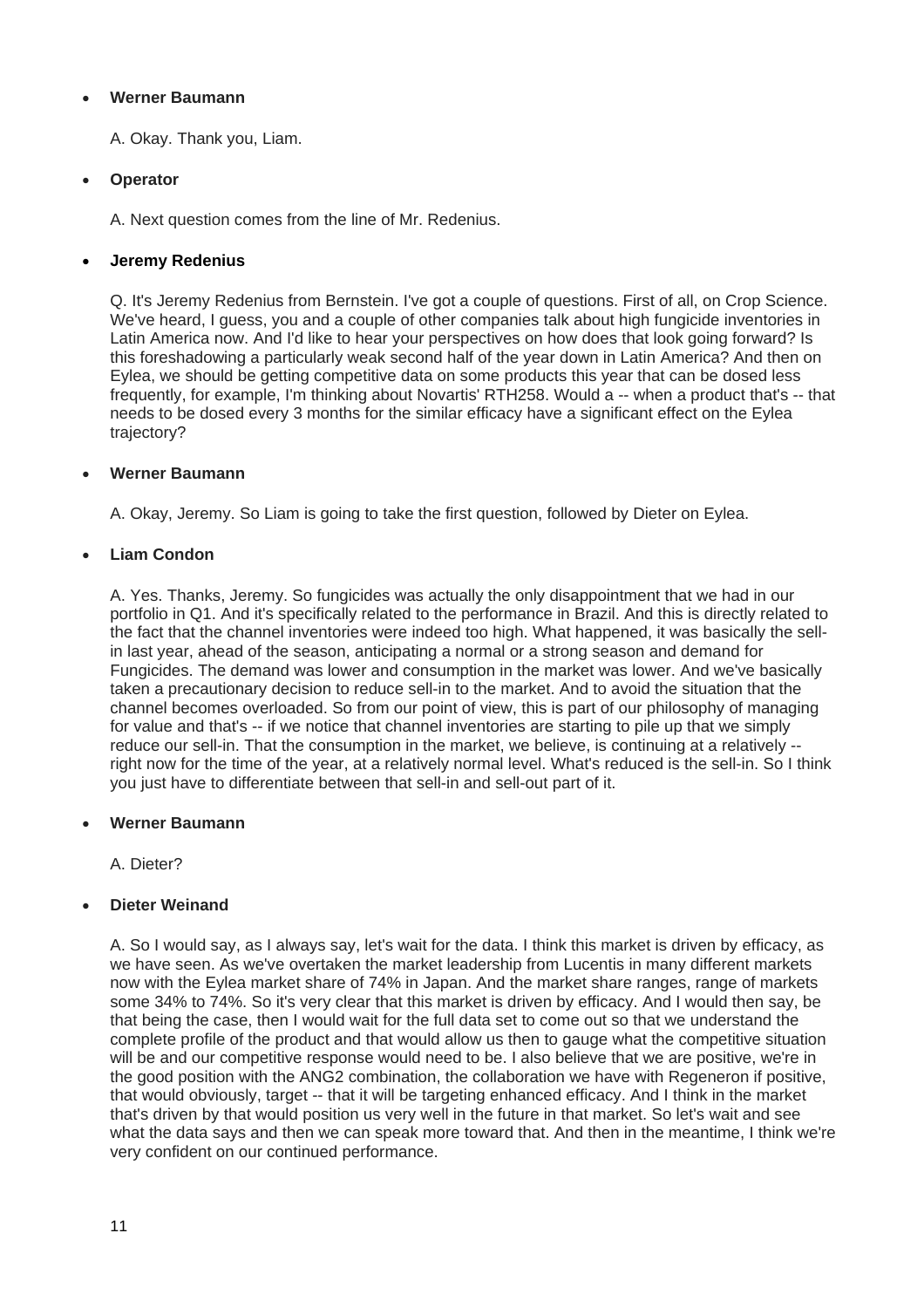- **Werner Baumann**

  A. Okay. Thank you, Liam.

- **Operator**

  A. Next question comes from the line of Mr. Redenius.

- **Jeremy Redenius**

  Q. It's Jeremy Redenius from Bernstein. I've got a couple of questions. First of all, on Crop Science. We've heard, I guess, you and a couple of other companies talk about high fungicide inventories in Latin America now. And I'd like to hear your perspectives on how does that look going forward? Is this foreshadowing a particularly weak second half of the year down in Latin America? And then on Eylea, we should be getting competitive data on some products this year that can be dosed less frequently, for example, I'm thinking about Novartis' RTH258. Would a -- when a product that's -- that needs to be dosed every 3 months for the similar efficacy have a significant effect on the Eylea trajectory?

- **Werner Baumann**

  A. Okay, Jeremy. So Liam is going to take the first question, followed by Dieter on Eylea.

- **Liam Condon**

  A. Yes. Thanks, Jeremy. So fungicides was actually the only disappointment that we had in our portfolio in Q1. And it's specifically related to the performance in Brazil. And this is directly related to the fact that the channel inventories were indeed too high. What happened, it was basically the sell-in last year, ahead of the season, anticipating a normal or a strong season and demand for Fungicides. The demand was lower and consumption in the market was lower. And we've basically taken a precautionary decision to reduce sell-in to the market. And to avoid the situation that the channel becomes overloaded. So from our point of view, this is part of our philosophy of managing for value and that's -- if we notice that channel inventories are starting to pile up that we simply reduce our sell-in. That the consumption in the market, we believe, is continuing at a relatively -- right now for the time of the year, at a relatively normal level. What's reduced is the sell-in. So I think you just have to differentiate between that sell-in and sell-out part of it.

- **Werner Baumann**

  A. Dieter?

- **Dieter Weinand**

  A. So I would say, as I always say, let's wait for the data. I think this market is driven by efficacy, as we have seen. As we've overtaken the market leadership from Lucentis in many different markets now with the Eylea market share of 74% in Japan. And the market share ranges, range of markets some 34% to 74%. So it's very clear that this market is driven by efficacy. And I would then say, be that being the case, then I would wait for the full data set to come out so that we understand the complete profile of the product and that would allow us then to gauge what the competitive situation will be and our competitive response would need to be. I also believe that we are positive, we're in the good position with the ANG2 combination, the collaboration we have with Regeneron if positive, that would obviously, target -- that it will be targeting enhanced efficacy. And I think in the market that's driven by that would position us very well in the future in that market. So let's wait and see what the data says and then we can speak more toward that. And then in the meantime, I think we're very confident on our continued performance.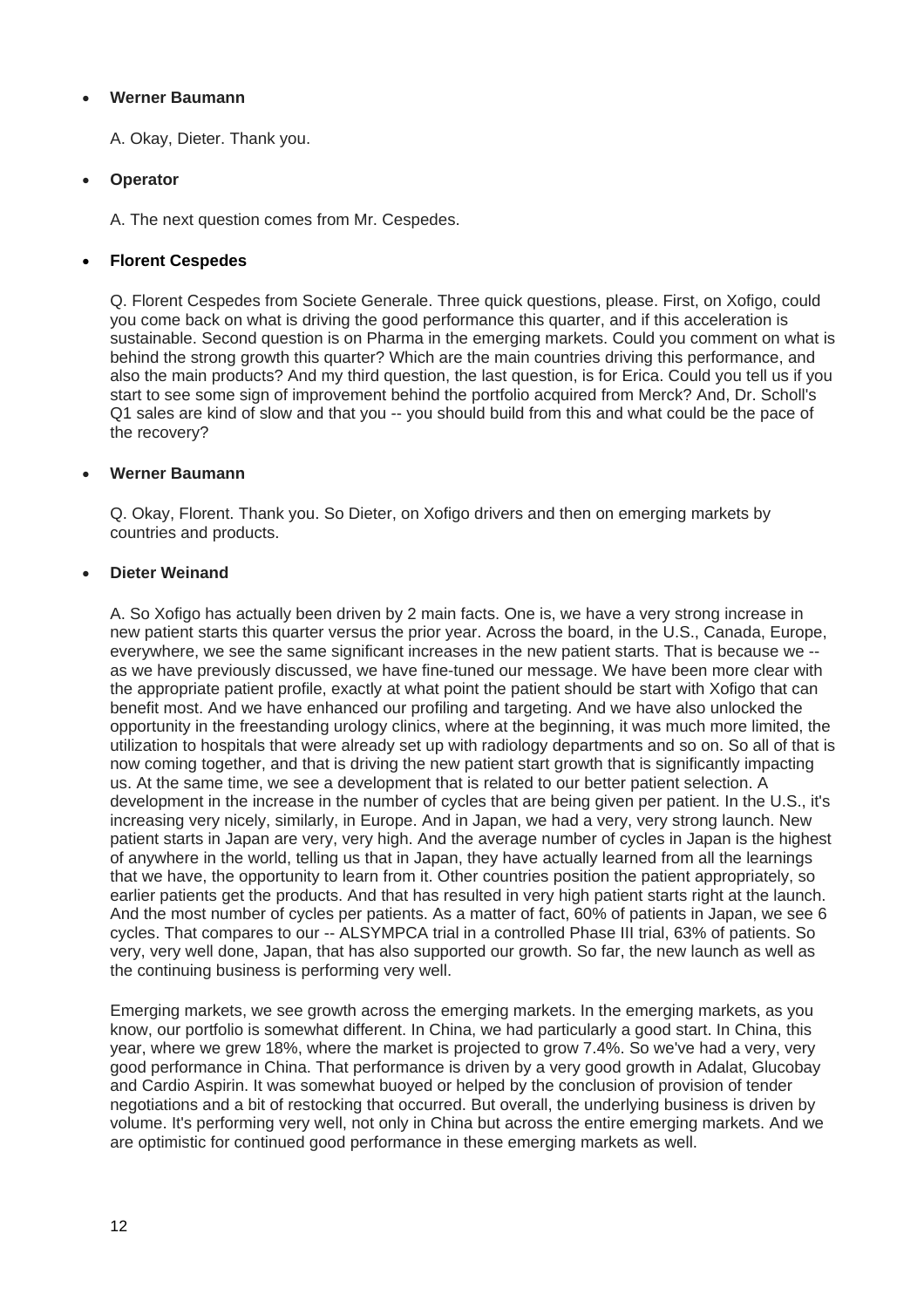- **Werner Baumann**

  A. Okay, Dieter. Thank you.

- **Operator**

  A. The next question comes from Mr. Cespedes.

- **Florent Cespedes**

  Q. Florent Cespedes from Societe Generale. Three quick questions, please. First, on Xofigo, could you come back on what is driving the good performance this quarter, and if this acceleration is sustainable. Second question is on Pharma in the emerging markets. Could you comment on what is behind the strong growth this quarter? Which are the main countries driving this performance, and also the main products? And my third question, the last question, is for Erica. Could you tell us if you start to see some sign of improvement behind the portfolio acquired from Merck? And, Dr. Scholl's Q1 sales are kind of slow and that you -- you should build from this and what could be the pace of the recovery?

- **Werner Baumann**

  Q. Okay, Florent. Thank you. So Dieter, on Xofigo drivers and then on emerging markets by countries and products.

- **Dieter Weinand**

  A. So Xofigo has actually been driven by 2 main facts. One is, we have a very strong increase in new patient starts this quarter versus the prior year. Across the board, in the U.S., Canada, Europe, everywhere, we see the same significant increases in the new patient starts. That is because we -- as we have previously discussed, we have fine-tuned our message. We have been more clear with the appropriate patient profile, exactly at what point the patient should be start with Xofigo that can benefit most. And we have enhanced our profiling and targeting. And we have also unlocked the opportunity in the freestanding urology clinics, where at the beginning, it was much more limited, the utilization to hospitals that were already set up with radiology departments and so on. So all of that is now coming together, and that is driving the new patient start growth that is significantly impacting us. At the same time, we see a development that is related to our better patient selection. A development in the increase in the number of cycles that are being given per patient. In the U.S., it's increasing very nicely, similarly, in Europe. And in Japan, we had a very, very strong launch. New patient starts in Japan are very, very high. And the average number of cycles in Japan is the highest of anywhere in the world, telling us that in Japan, they have actually learned from all the learnings that we have, the opportunity to learn from it. Other countries position the patient appropriately, so earlier patients get the products. And that has resulted in very high patient starts right at the launch. And the most number of cycles per patients. As a matter of fact, 60% of patients in Japan, we see 6 cycles. That compares to our -- ALSYMPCA trial in a controlled Phase III trial, 63% of patients. So very, very well done, Japan, that has also supported our growth. So far, the new launch as well as the continuing business is performing very well.

  Emerging markets, we see growth across the emerging markets. In the emerging markets, as you know, our portfolio is somewhat different. In China, we had particularly a good start. In China, this year, where we grew 18%, where the market is projected to grow 7.4%. So we've had a very, very good performance in China. That performance is driven by a very good growth in Adalat, Glucobay and Cardio Aspirin. It was somewhat buoyed or helped by the conclusion of provision of tender negotiations and a bit of restocking that occurred. But overall, the underlying business is driven by volume. It's performing very well, not only in China but across the entire emerging markets. And we are optimistic for continued good performance in these emerging markets as well.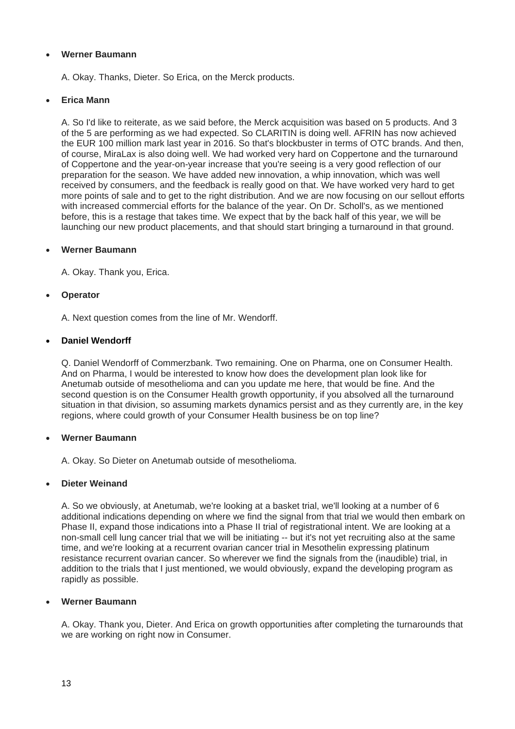- **Werner Baumann**

  A. Okay. Thanks, Dieter. So Erica, on the Merck products.

- **Erica Mann**

  A. So I'd like to reiterate, as we said before, the Merck acquisition was based on 5 products. And 3 of the 5 are performing as we had expected. So CLARITIN is doing well. AFRIN has now achieved the EUR 100 million mark last year in 2016. So that's blockbuster in terms of OTC brands. And then, of course, MiraLax is also doing well. We had worked very hard on Coppertone and the turnaround of Coppertone and the year-on-year increase that you're seeing is a very good reflection of our preparation for the season. We have added new innovation, a whip innovation, which was well received by consumers, and the feedback is really good on that. We have worked very hard to get more points of sale and to get to the right distribution. And we are now focusing on our sellout efforts with increased commercial efforts for the balance of the year. On Dr. Scholl's, as we mentioned before, this is a restage that takes time. We expect that by the back half of this year, we will be launching our new product placements, and that should start bringing a turnaround in that ground.

- **Werner Baumann**

  A. Okay. Thank you, Erica.

- **Operator**

  A. Next question comes from the line of Mr. Wendorff.

- **Daniel Wendorff**

  Q. Daniel Wendorff of Commerzbank. Two remaining. One on Pharma, one on Consumer Health. And on Pharma, I would be interested to know how does the development plan look like for Anetumab outside of mesothelioma and can you update me here, that would be fine. And the second question is on the Consumer Health growth opportunity, if you absolved all the turnaround situation in that division, so assuming markets dynamics persist and as they currently are, in the key regions, where could growth of your Consumer Health business be on top line?

- **Werner Baumann**

  A. Okay. So Dieter on Anetumab outside of mesothelioma.

- **Dieter Weinand**

  A. So we obviously, at Anetumab, we're looking at a basket trial, we'll looking at a number of 6 additional indications depending on where we find the signal from that trial we would then embark on Phase II, expand those indications into a Phase II trial of registrational intent. We are looking at a non-small cell lung cancer trial that we will be initiating -- but it's not yet recruiting also at the same time, and we're looking at a recurrent ovarian cancer trial in Mesothelin expressing platinum resistance recurrent ovarian cancer. So wherever we find the signals from the (inaudible) trial, in addition to the trials that I just mentioned, we would obviously, expand the developing program as rapidly as possible.

- **Werner Baumann**

  A. Okay. Thank you, Dieter. And Erica on growth opportunities after completing the turnarounds that we are working on right now in Consumer.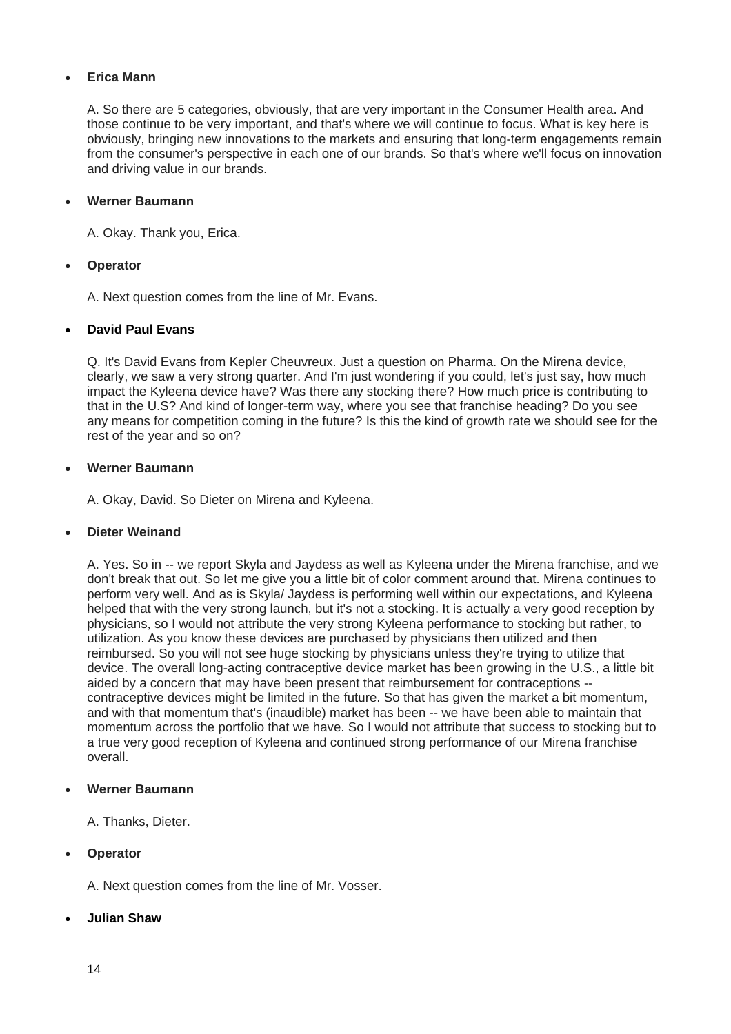- **Erica Mann**

  A. So there are 5 categories, obviously, that are very important in the Consumer Health area. And those continue to be very important, and that's where we will continue to focus. What is key here is obviously, bringing new innovations to the markets and ensuring that long-term engagements remain from the consumer's perspective in each one of our brands. So that's where we'll focus on innovation and driving value in our brands.

- **Werner Baumann**

  A. Okay. Thank you, Erica.

- **Operator**

  A. Next question comes from the line of Mr. Evans.

- **David Paul Evans**

  Q. It's David Evans from Kepler Cheuvreux. Just a question on Pharma. On the Mirena device, clearly, we saw a very strong quarter. And I'm just wondering if you could, let's just say, how much impact the Kyleena device have? Was there any stocking there? How much price is contributing to that in the U.S? And kind of longer-term way, where you see that franchise heading? Do you see any means for competition coming in the future? Is this the kind of growth rate we should see for the rest of the year and so on?

- **Werner Baumann**

  A. Okay, David. So Dieter on Mirena and Kyleena.

- **Dieter Weinand**

  A. Yes. So in -- we report Skyla and Jaydess as well as Kyleena under the Mirena franchise, and we don't break that out. So let me give you a little bit of color comment around that. Mirena continues to perform very well. And as is Skyla/ Jaydess is performing well within our expectations, and Kyleena helped that with the very strong launch, but it's not a stocking. It is actually a very good reception by physicians, so I would not attribute the very strong Kyleena performance to stocking but rather, to utilization. As you know these devices are purchased by physicians then utilized and then reimbursed. So you will not see huge stocking by physicians unless they're trying to utilize that device. The overall long-acting contraceptive device market has been growing in the U.S., a little bit aided by a concern that may have been present that reimbursement for contraceptions -- contraceptive devices might be limited in the future. So that has given the market a bit momentum, and with that momentum that's (inaudible) market has been -- we have been able to maintain that momentum across the portfolio that we have. So I would not attribute that success to stocking but to a true very good reception of Kyleena and continued strong performance of our Mirena franchise overall.

- **Werner Baumann**

  A. Thanks, Dieter.

- **Operator**

  A. Next question comes from the line of Mr. Vosser.

- **Julian Shaw**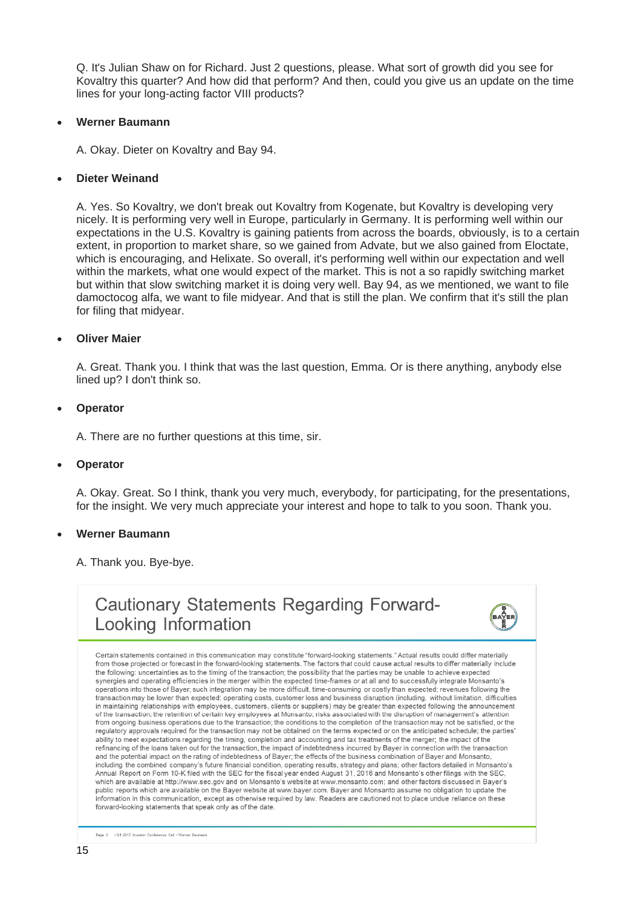Q. It's Julian Shaw on for Richard. Just 2 questions, please. What sort of growth did you see for Kovaltry this quarter? And how did that perform? And then, could you give us an update on the time lines for your long-acting factor VIII products?

- **Werner Baumann**

  A. Okay. Dieter on Kovaltry and Bay 94.

- **Dieter Weinand**

  A. Yes. So Kovaltry, we don't break out Kovaltry from Kogenate, but Kovaltry is developing very nicely. It is performing very well in Europe, particularly in Germany. It is performing well within our expectations in the U.S. Kovaltry is gaining patients from across the boards, obviously, is to a certain extent, in proportion to market share, so we gained from Advate, but we also gained from Eloctate, which is encouraging, and Helixate. So overall, it's performing well within our expectation and well within the markets, what one would expect of the market. This is not a so rapidly switching market but within that slow switching market it is doing very well. Bay 94, as we mentioned, we want to file damoctocog alfa, we want to file midyear. And that is still the plan. We confirm that it's still the plan for filing that midyear.

- **Oliver Maier**

  A. Great. Thank you. I think that was the last question, Emma. Or is there anything, anybody else lined up? I don't think so.

- **Operator**

  A. There are no further questions at this time, sir.

- **Operator**

  A. Okay. Great. So I think, thank you very much, everybody, for participating, for the presentations, for the insight. We very much appreciate your interest and hope to talk to you soon. Thank you.

- **Werner Baumann**

  A. Thank you. Bye-bye.

## Cautionary Statements Regarding Forward-Looking Information

Certain statements contained in this communication may constitute "forward-looking statements." Actual results could differ materially from those projected or forecast in the forward-looking statements. The factors that could cause actual results to differ materially include the following: uncertainties as to the timing of the transaction; the possibility that the parties may be unable to achieve expected synergies and operating efficiencies in the merger within the expected time-frames or at all and to successfully integrate Monsanto's operations into those of Bayer; such integration may be more difficult, time-consuming or costly than expected; revenues following the transaction may be lower than expected; operating costs, customer loss and business disruption (including, without limitation, difficulties in maintaining relationships with employees, customers, clients or suppliers) may be greater than expected following the announcement of the transaction; the retention of certain key employees at Monsanto; risks associated with the disruption of management's attention from ongoing business operations due to the transaction; the conditions to the completion of the transaction may not be satisfied, or the regulatory approvals required for the transaction may not be obtained on the terms expected or on the anticipated schedule; the parties' ability to meet expectations regarding the timing, completion and accounting and tax treatments of the merger; the impact of the refinancing of the loans taken out for the transaction, the impact of indebtedness incurred by Bayer in connection with the transaction and the potential impact on the rating of indebtedness of Bayer; the effects of the business combination of Bayer and Monsanto, including the combined company's future financial condition, operating results, strategy and plans; other factors detailed in Monsanto's Annual Report on Form 10-K filed with the SEC for the fiscal year ended August 31, 2016 and Monsanto's other filings with the SEC, which are available at http://www.sec.gov and on Monsanto's website at www.monsanto.com; and other factors discussed in Bayer's public reports which are available on the Bayer website at www.bayer.com. Bayer and Monsanto assume no obligation to update the information in this communication, except as otherwise required by law. Readers are cautioned not to place undue reliance on these forward-looking statements that speak only as of the date.